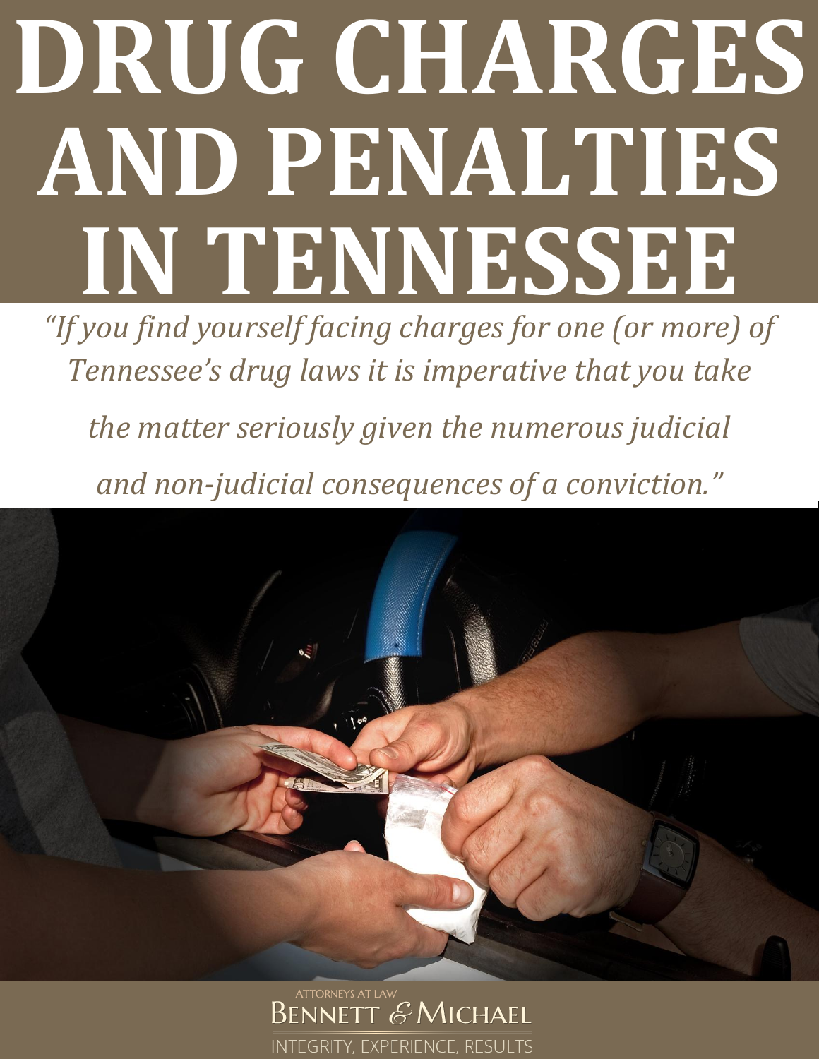# DRUG CHARGES AND PENALTIES IN TENNESSEE

*"If you find yourself facing charges for one (or more) of Tennessee's drug laws it is imperative that you take the matter seriously given the numerous judicial and non-judicial consequences of a conviction."*

ATTORNEYS AT LAW

BENNETT & MICHAEL

INTEGRITY, EXPERIENCE, RESULTS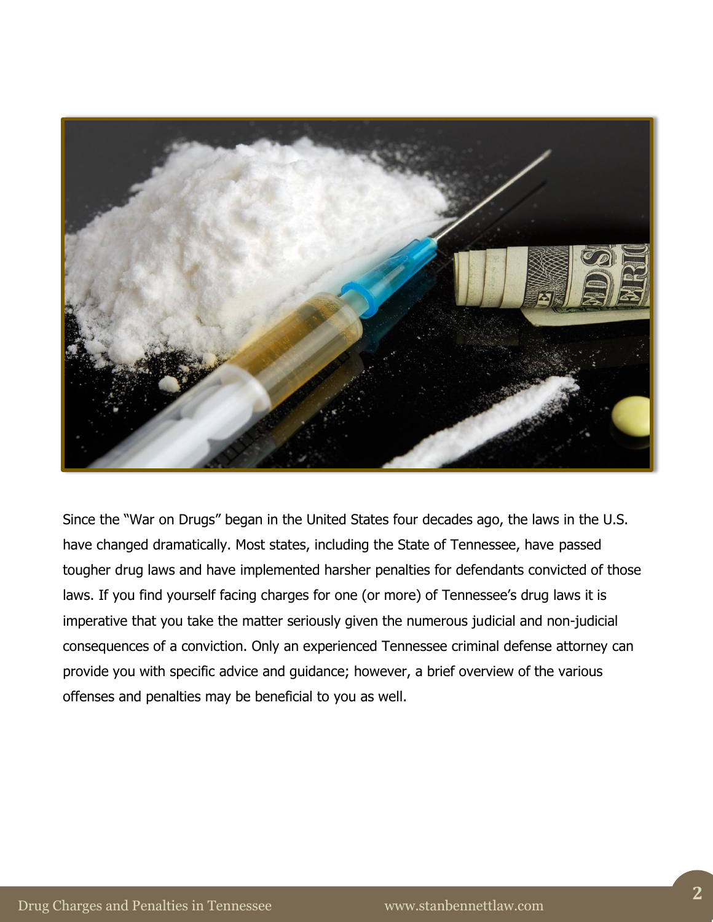Since the "War on Drugs" began in the United States four decades ago, the laws in the U.S. have changed dramatically. Most states, including the State of Tennessee, have passed tougher drug laws and have implemented harsher penalties for defendants convicted of those laws. If you find yourself facing charges for one (or more) of Tennessee's drug laws it is imperative that you take the matter seriously given the numerous judicial and non-judicial consequences of a conviction. Only an experienced Tennessee criminal defense attorney can provide you with specific advice and guidance; however, a brief overview of the various offenses and penalties may be beneficial to you as well.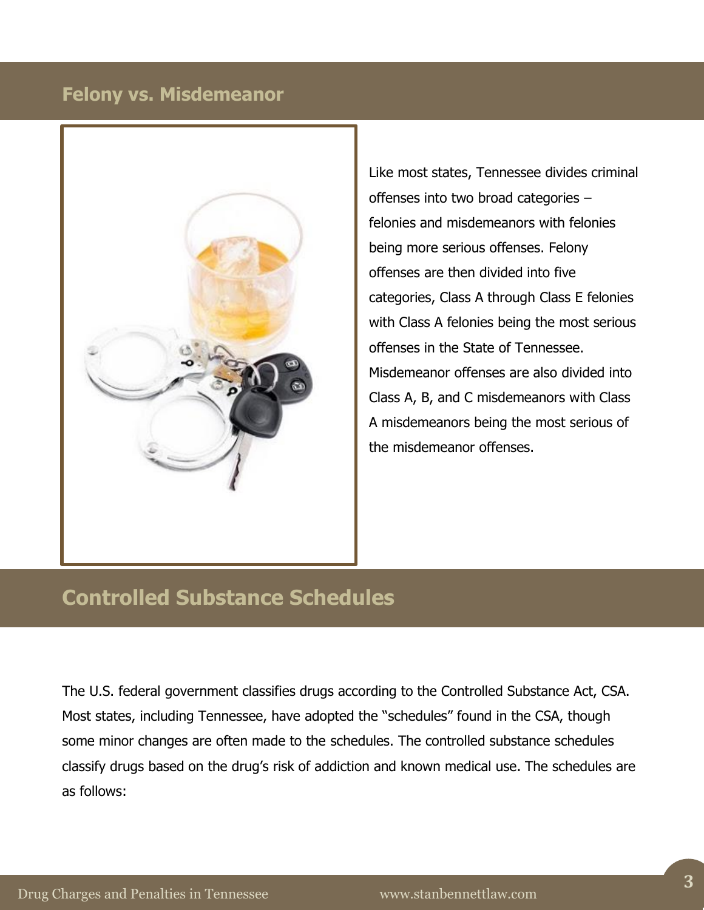## Felony vs. Misdemeanor

Like most states, Tennessee divides criminal offenses into two broad categories – felonies and misdemeanors with felonies being more serious offenses. Felony offenses are then divided into five categories, Class A through Class E felonies with Class A felonies being the most serious offenses in the State of Tennessee. Misdemeanor offenses are also divided into Class A, B, and C misdemeanors with Class A misdemeanors being the most serious of the misdemeanor offenses.

## Controlled Substance Schedules

The U.S. federal government classifies drugs according to the Controlled Substance Act, CSA. Most states, including Tennessee, have adopted the "schedules" found in the CSA, though some minor changes are often made to the schedules. The controlled substance schedules classify drugs based on the drug's risk of addiction and known medical use. The schedules are as follows: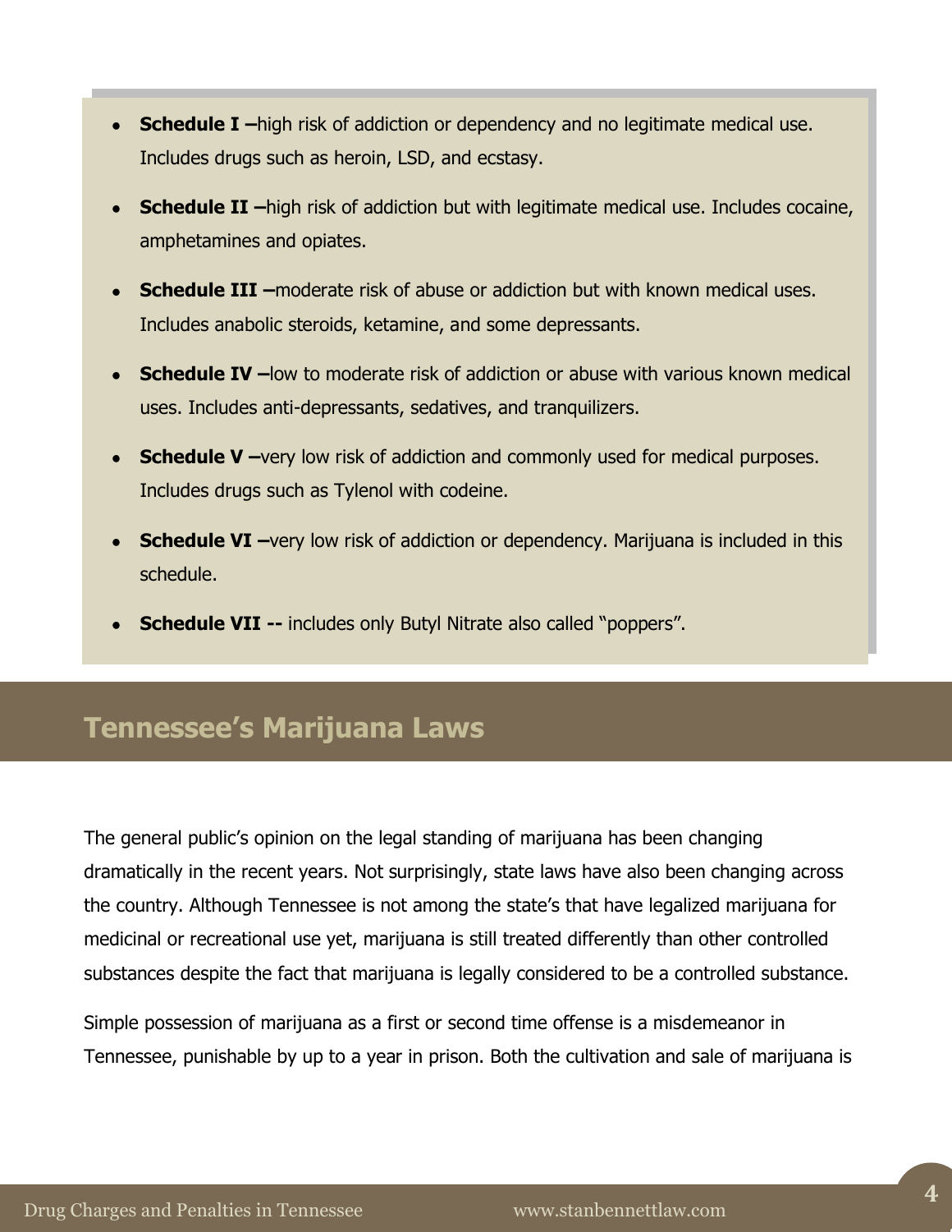- **Schedule I –**high risk of addiction or dependency and no legitimate medical use. Includes drugs such as heroin, LSD, and ecstasy.
- **Schedule II –**high risk of addiction but with legitimate medical use. Includes cocaine, amphetamines and opiates.
- **Schedule III –**moderate risk of abuse or addiction but with known medical uses. Includes anabolic steroids, ketamine, and some depressants.
- **Schedule IV –**low to moderate risk of addiction or abuse with various known medical uses. Includes anti-depressants, sedatives, and tranquilizers.
- **Schedule V –**very low risk of addiction and commonly used for medical purposes. Includes drugs such as Tylenol with codeine.
- **Schedule VI –**very low risk of addiction or dependency. Marijuana is included in this schedule.
- **Schedule VII --** includes only Butyl Nitrate also called "poppers".

## Tennessee's Marijuana Laws

The general public's opinion on the legal standing of marijuana has been changing dramatically in the recent years. Not surprisingly, state laws have also been changing across the country. Although Tennessee is not among the state's that have legalized marijuana for medicinal or recreational use yet, marijuana is still treated differently than other controlled substances despite the fact that marijuana is legally considered to be a controlled substance.

Simple possession of marijuana as a first or second time offense is a misdemeanor in Tennessee, punishable by up to a year in prison. Both the cultivation and sale of marijuana is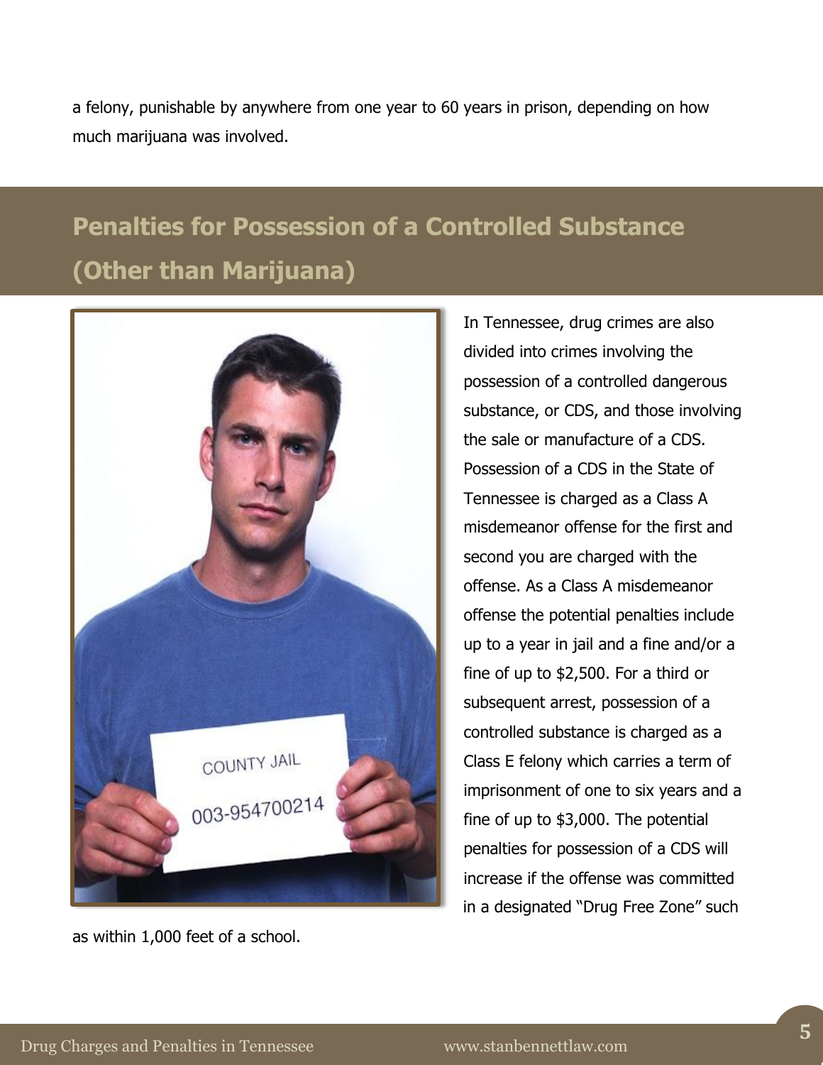a felony, punishable by anywhere from one year to 60 years in prison, depending on how much marijuana was involved.

## Penalties for Possession of a Controlled Substance (Other than Marijuana)

In Tennessee, drug crimes are also divided into crimes involving the possession of a controlled dangerous substance, or CDS, and those involving the sale or manufacture of a CDS. Possession of a CDS in the State of Tennessee is charged as a Class A misdemeanor offense for the first and second you are charged with the offense. As a Class A misdemeanor offense the potential penalties include up to a year in jail and a fine and/or a fine of up to $2,500. For a third or subsequent arrest, possession of a controlled substance is charged as a Class E felony which carries a term of imprisonment of one to six years and a fine of up to $3,000. The potential penalties for possession of a CDS will increase if the offense was committed in a designated "Drug Free Zone" such as within 1,000 feet of a school.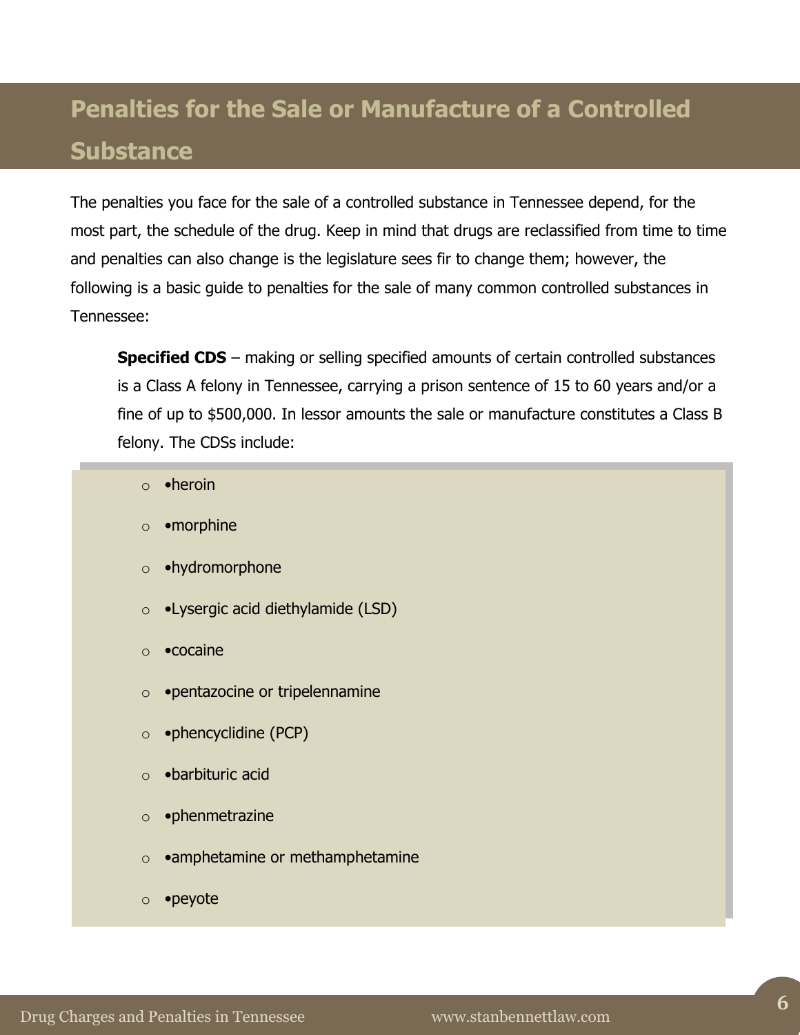## Penalties for the Sale or Manufacture of a Controlled Substance

The penalties you face for the sale of a controlled substance in Tennessee depend, for the most part, the schedule of the drug. Keep in mind that drugs are reclassified from time to time and penalties can also change is the legislature sees fir to change them; however, the following is a basic guide to penalties for the sale of many common controlled substances in Tennessee:

> **Specified CDS** – making or selling specified amounts of certain controlled substances is a Class A felony in Tennessee, carrying a prison sentence of 15 to 60 years and/or a fine of up to $500,000. In lessor amounts the sale or manufacture constitutes a Class B felony. The CDSs include:

- •heroin
- •morphine
- •hydromorphone
- •Lysergic acid diethylamide (LSD)
- •cocaine
- •pentazocine or tripelennamine
- •phencyclidine (PCP)
- •barbituric acid
- •phenmetrazine
- •amphetamine or methamphetamine
- •peyote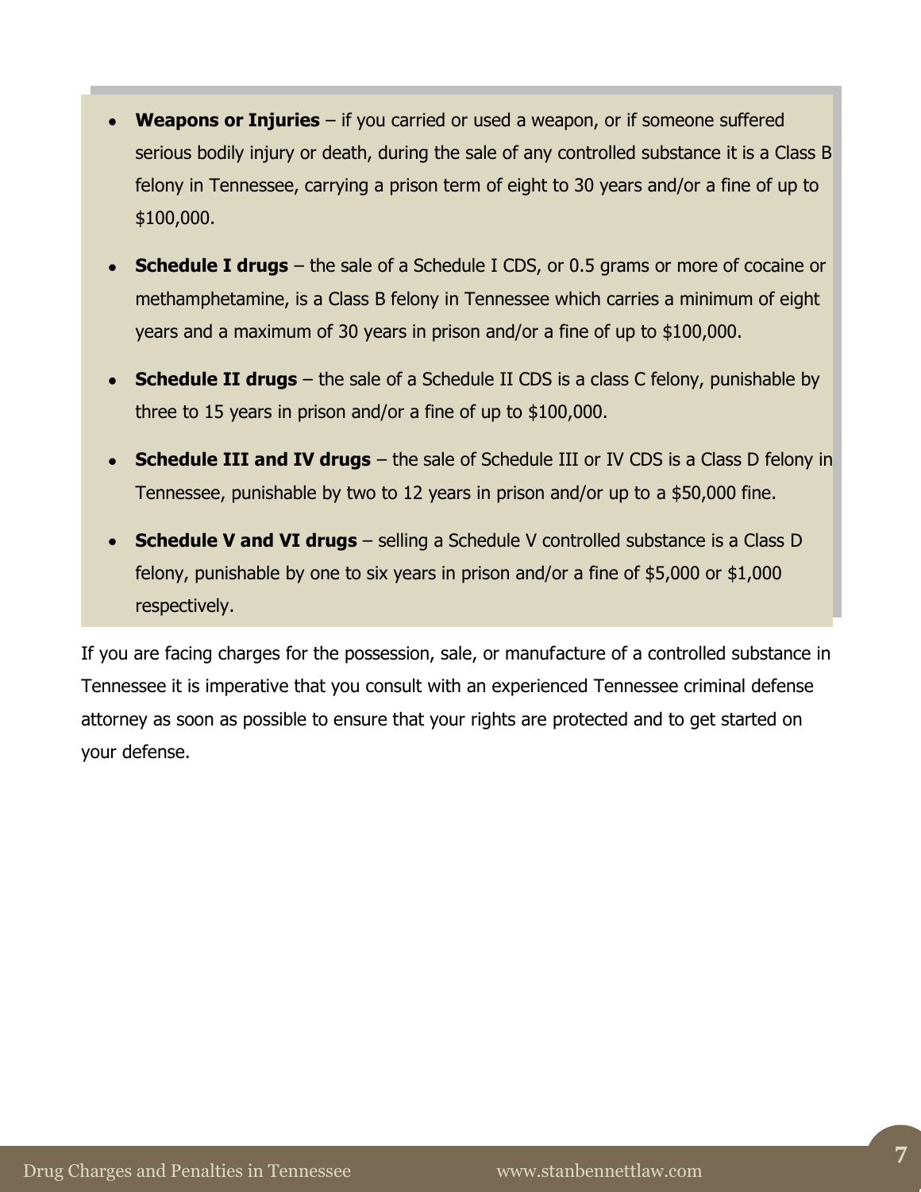- **Weapons or Injuries** – if you carried or used a weapon, or if someone suffered serious bodily injury or death, during the sale of any controlled substance it is a Class B felony in Tennessee, carrying a prison term of eight to 30 years and/or a fine of up to $100,000.

- **Schedule I drugs** – the sale of a Schedule I CDS, or 0.5 grams or more of cocaine or methamphetamine, is a Class B felony in Tennessee which carries a minimum of eight years and a maximum of 30 years in prison and/or a fine of up to $100,000.

- **Schedule II drugs** – the sale of a Schedule II CDS is a class C felony, punishable by three to 15 years in prison and/or a fine of up to $100,000.

- **Schedule III and IV drugs** – the sale of Schedule III or IV CDS is a Class D felony in Tennessee, punishable by two to 12 years in prison and/or up to a $50,000 fine.

- **Schedule V and VI drugs** – selling a Schedule V controlled substance is a Class D felony, punishable by one to six years in prison and/or a fine of $5,000 or $1,000 respectively.

If you are facing charges for the possession, sale, or manufacture of a controlled substance in Tennessee it is imperative that you consult with an experienced Tennessee criminal defense attorney as soon as possible to ensure that your rights are protected and to get started on your defense.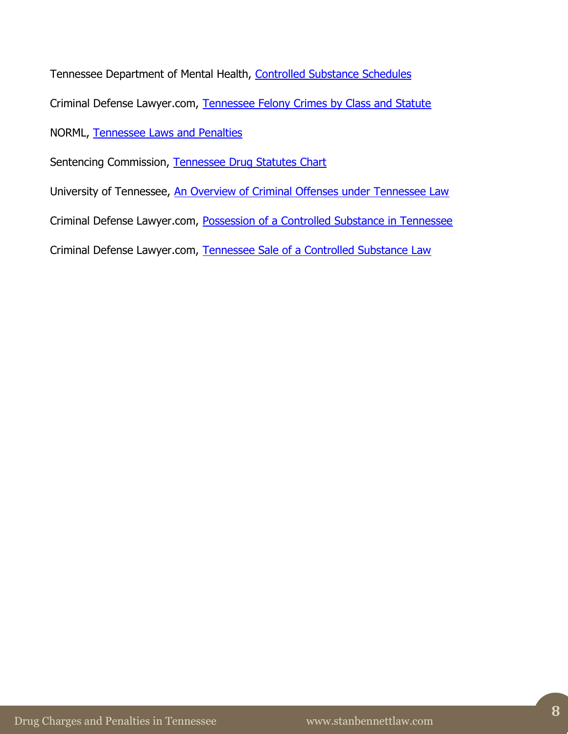Tennessee Department of Mental Health, Controlled Substance Schedules

Criminal Defense Lawyer.com, Tennessee Felony Crimes by Class and Statute

NORML, Tennessee Laws and Penalties

Sentencing Commission, Tennessee Drug Statutes Chart

University of Tennessee, An Overview of Criminal Offenses under Tennessee Law

Criminal Defense Lawyer.com, Possession of a Controlled Substance in Tennessee

Criminal Defense Lawyer.com, Tennessee Sale of a Controlled Substance Law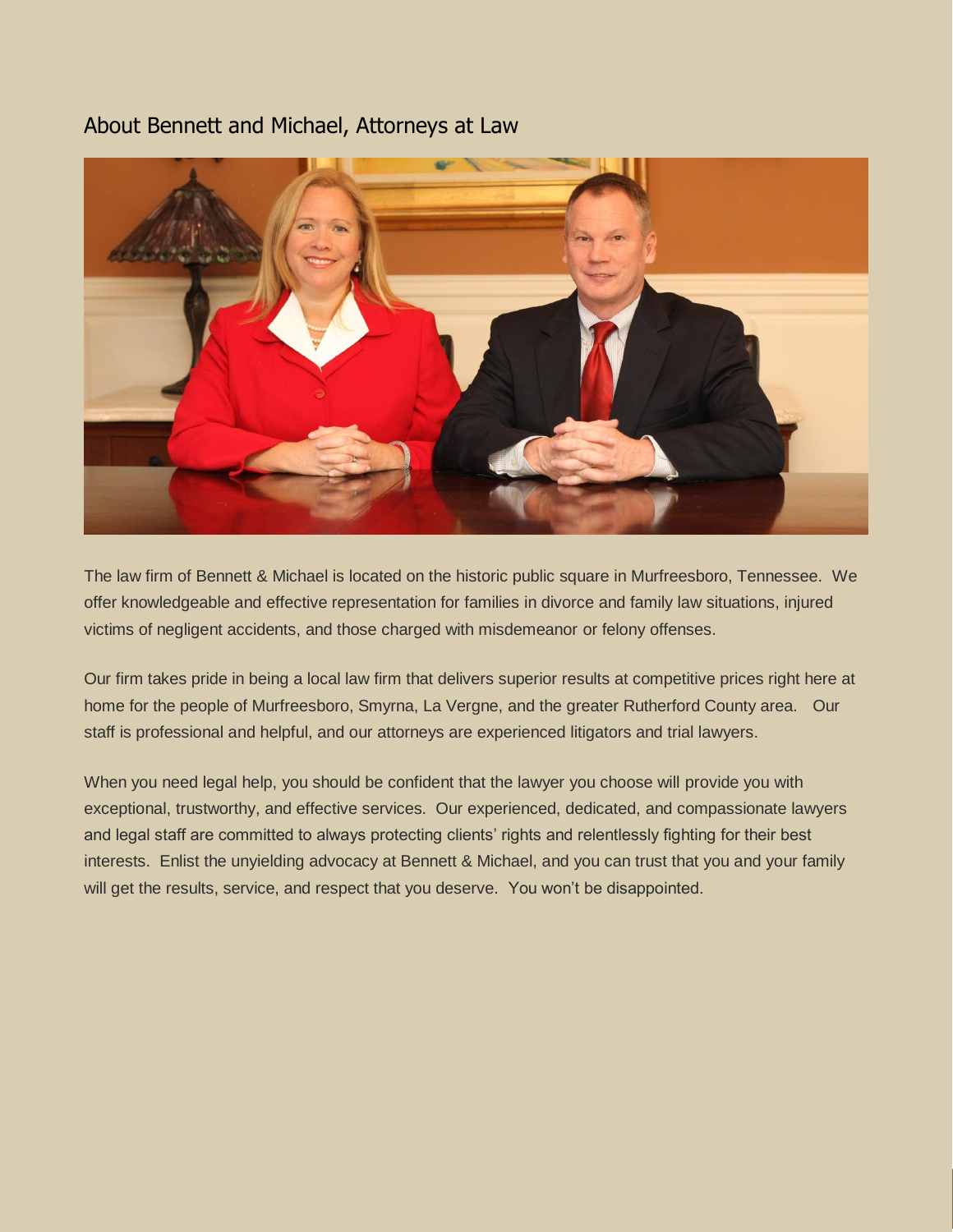## About Bennett and Michael, Attorneys at Law

The law firm of Bennett & Michael is located on the historic public square in Murfreesboro, Tennessee. We offer knowledgeable and effective representation for families in divorce and family law situations, injured victims of negligent accidents, and those charged with misdemeanor or felony offenses.

Our firm takes pride in being a local law firm that delivers superior results at competitive prices right here at home for the people of Murfreesboro, Smyrna, La Vergne, and the greater Rutherford County area. Our staff is professional and helpful, and our attorneys are experienced litigators and trial lawyers.

When you need legal help, you should be confident that the lawyer you choose will provide you with exceptional, trustworthy, and effective services. Our experienced, dedicated, and compassionate lawyers and legal staff are committed to always protecting clients' rights and relentlessly fighting for their best interests. Enlist the unyielding advocacy at Bennett & Michael, and you can trust that you and your family will get the results, service, and respect that you deserve. You won't be disappointed.